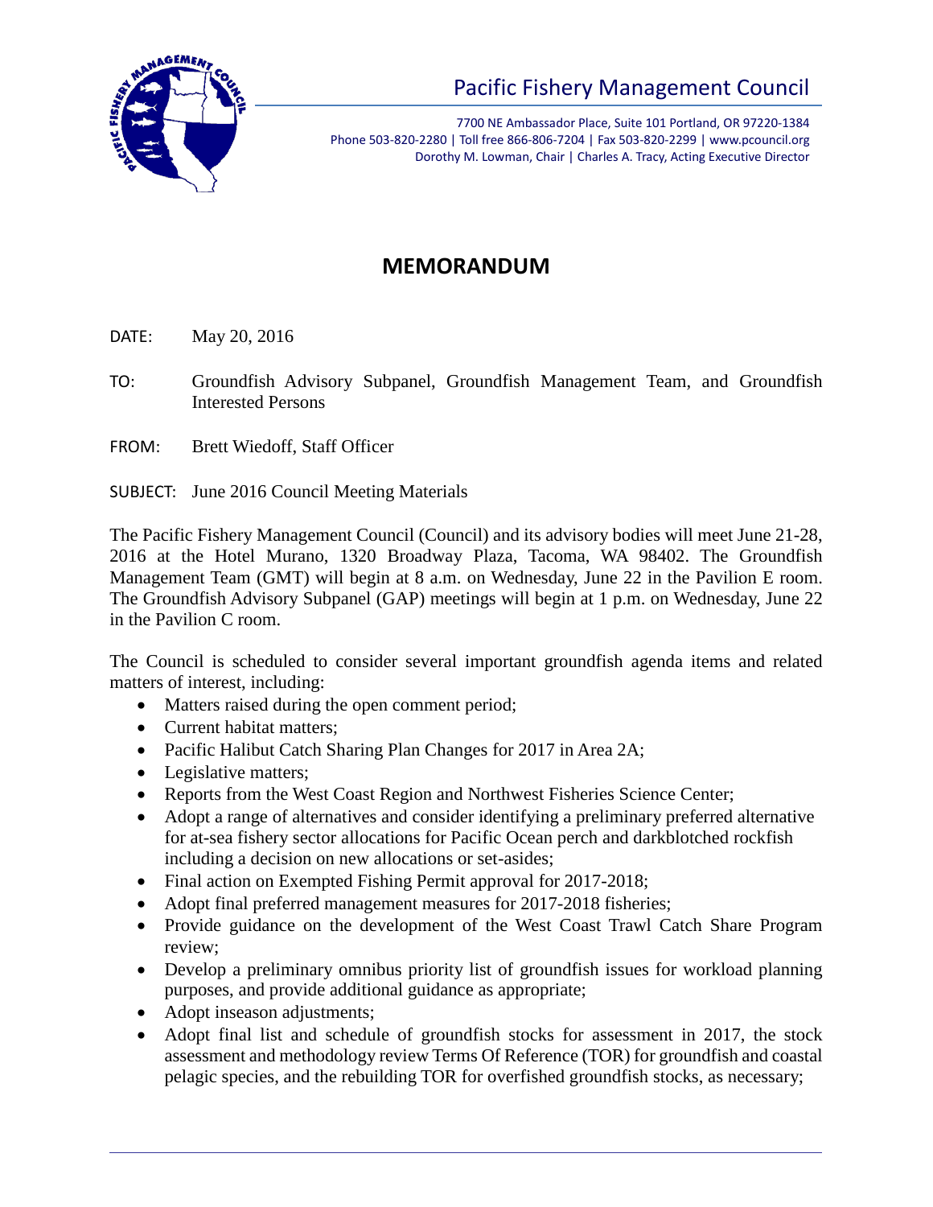# Pacific Fishery Management Council

7700 NE Ambassador Place, Suite 101 Portland, OR 97220-1384
Phone 503-820-2280 | Toll free 866-806-7204 | Fax 503-820-2299 | www.pcouncil.org
Dorothy M. Lowman, Chair | Charles A. Tracy, Acting Executive Director

## MEMORANDUM

DATE: May 20, 2016

TO: Groundfish Advisory Subpanel, Groundfish Management Team, and Groundfish Interested Persons

FROM: Brett Wiedoff, Staff Officer

SUBJECT: June 2016 Council Meeting Materials

The Pacific Fishery Management Council (Council) and its advisory bodies will meet June 21-28, 2016 at the Hotel Murano, 1320 Broadway Plaza, Tacoma, WA 98402. The Groundfish Management Team (GMT) will begin at 8 a.m. on Wednesday, June 22 in the Pavilion E room. The Groundfish Advisory Subpanel (GAP) meetings will begin at 1 p.m. on Wednesday, June 22 in the Pavilion C room.

The Council is scheduled to consider several important groundfish agenda items and related matters of interest, including:

- Matters raised during the open comment period;
- Current habitat matters;
- Pacific Halibut Catch Sharing Plan Changes for 2017 in Area 2A;
- Legislative matters;
- Reports from the West Coast Region and Northwest Fisheries Science Center;
- Adopt a range of alternatives and consider identifying a preliminary preferred alternative for at-sea fishery sector allocations for Pacific Ocean perch and darkblotched rockfish including a decision on new allocations or set-asides;
- Final action on Exempted Fishing Permit approval for 2017-2018;
- Adopt final preferred management measures for 2017-2018 fisheries;
- Provide guidance on the development of the West Coast Trawl Catch Share Program review;
- Develop a preliminary omnibus priority list of groundfish issues for workload planning purposes, and provide additional guidance as appropriate;
- Adopt inseason adjustments;
- Adopt final list and schedule of groundfish stocks for assessment in 2017, the stock assessment and methodology review Terms Of Reference (TOR) for groundfish and coastal pelagic species, and the rebuilding TOR for overfished groundfish stocks, as necessary;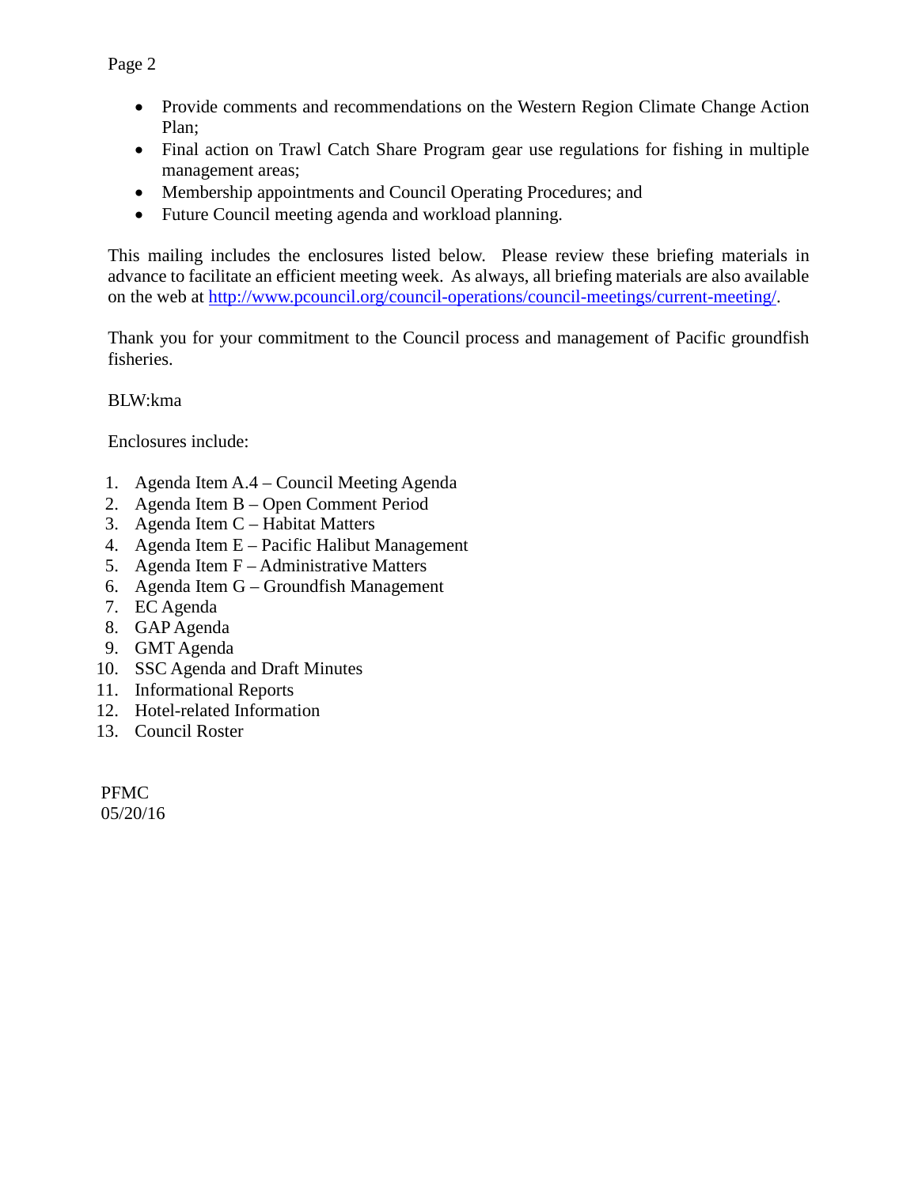- Provide comments and recommendations on the Western Region Climate Change Action Plan;
- Final action on Trawl Catch Share Program gear use regulations for fishing in multiple management areas;
- Membership appointments and Council Operating Procedures; and
- Future Council meeting agenda and workload planning.

This mailing includes the enclosures listed below. Please review these briefing materials in advance to facilitate an efficient meeting week. As always, all briefing materials are also available on the web at [http://www.pcouncil.org/council-operations/council-meetings/current-meeting/](http://www.pcouncil.org/council-operations/council-meetings/current-meeting/).

Thank you for your commitment to the Council process and management of Pacific groundfish fisheries.

BLW:kma

Enclosures include:

1. Agenda Item A.4 – Council Meeting Agenda
2. Agenda Item B – Open Comment Period
3. Agenda Item C – Habitat Matters
4. Agenda Item E – Pacific Halibut Management
5. Agenda Item F – Administrative Matters
6. Agenda Item G – Groundfish Management
7. EC Agenda
8. GAP Agenda
9. GMT Agenda
10. SSC Agenda and Draft Minutes
11. Informational Reports
12. Hotel-related Information
13. Council Roster

PFMC
05/20/16